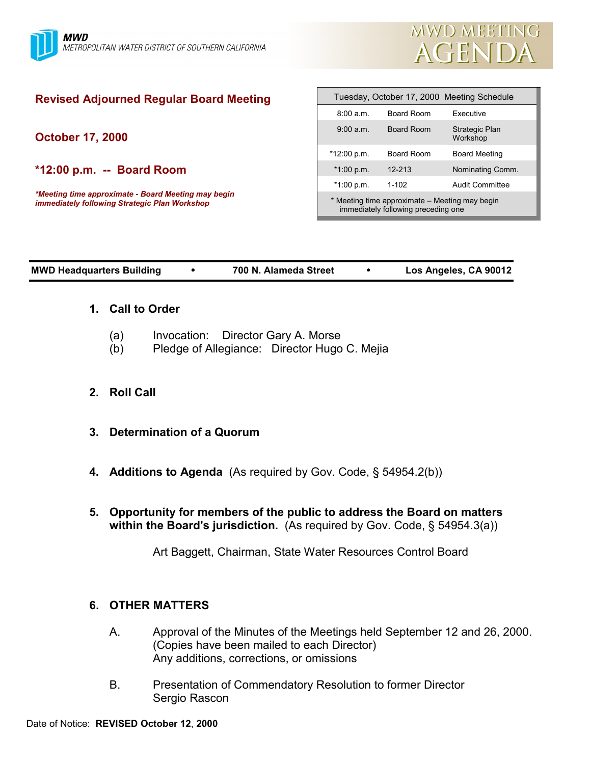**MWD**
METROPOLITAN WATER DISTRICT OF SOUTHERN CALIFORNIA

# MWD MEETING AGENDA

## Revised Adjourned Regular Board Meeting

**October 17, 2000**

**\*12:00 p.m. -- Board Room**

***\*Meeting time approximate - Board Meeting may begin immediately following Strategic Plan Workshop***

| Tuesday, October 17, 2000 Meeting Schedule | | |
|---|---|---|
| 8:00 a.m. | Board Room | Executive |
| 9:00 a.m. | Board Room | Strategic Plan Workshop |
| *12:00 p.m. | Board Room | Board Meeting |
| *1:00 p.m. | 12-213 | Nominating Comm. |
| *1:00 p.m. | 1-102 | Audit Committee |
| * Meeting time approximate – Meeting may begin immediately following preceding one | | |

**MWD Headquarters Building • 700 N. Alameda Street • Los Angeles, CA 90012**

1. **Call to Order**

   (a) Invocation: Director Gary A. Morse
   (b) Pledge of Allegiance: Director Hugo C. Mejia

2. **Roll Call**

3. **Determination of a Quorum**

4. **Additions to Agenda** (As required by Gov. Code, § 54954.2(b))

5. **Opportunity for members of the public to address the Board on matters within the Board's jurisdiction.** (As required by Gov. Code, § 54954.3(a))

   Art Baggett, Chairman, State Water Resources Control Board

6. **OTHER MATTERS**

   A. Approval of the Minutes of the Meetings held September 12 and 26, 2000. (Copies have been mailed to each Director)
   Any additions, corrections, or omissions

   B. Presentation of Commendatory Resolution to former Director Sergio Rascon

Date of Notice: **REVISED October 12**, **2000**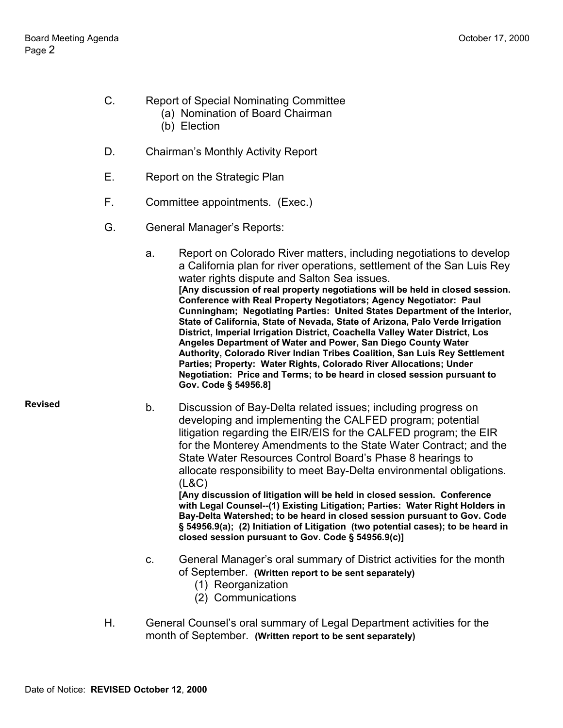C. Report of Special Nominating Committee
   - (a) Nomination of Board Chairman
   - (b) Election

D. Chairman's Monthly Activity Report

E. Report on the Strategic Plan

F. Committee appointments. (Exec.)

G. General Manager's Reports:

   a. Report on Colorado River matters, including negotiations to develop a California plan for river operations, settlement of the San Luis Rey water rights dispute and Salton Sea issues.
   **[Any discussion of real property negotiations will be held in closed session. Conference with Real Property Negotiators; Agency Negotiator: Paul Cunningham; Negotiating Parties: United States Department of the Interior, State of California, State of Nevada, State of Arizona, Palo Verde Irrigation District, Imperial Irrigation District, Coachella Valley Water District, Los Angeles Department of Water and Power, San Diego County Water Authority, Colorado River Indian Tribes Coalition, San Luis Rey Settlement Parties; Property: Water Rights, Colorado River Allocations; Under Negotiation: Price and Terms; to be heard in closed session pursuant to Gov. Code § 54956.8]**

**Revised**

   b. Discussion of Bay-Delta related issues; including progress on developing and implementing the CALFED program; potential litigation regarding the EIR/EIS for the CALFED program; the EIR for the Monterey Amendments to the State Water Contract; and the State Water Resources Control Board's Phase 8 hearings to allocate responsibility to meet Bay-Delta environmental obligations. (L&C)
   **[Any discussion of litigation will be held in closed session. Conference with Legal Counsel--(1) Existing Litigation; Parties: Water Right Holders in Bay-Delta Watershed; to be heard in closed session pursuant to Gov. Code § 54956.9(a); (2) Initiation of Litigation (two potential cases); to be heard in closed session pursuant to Gov. Code § 54956.9(c)]**

   c. General Manager's oral summary of District activities for the month of September. **(Written report to be sent separately)**
      - (1) Reorganization
      - (2) Communications

H. General Counsel's oral summary of Legal Department activities for the month of September. **(Written report to be sent separately)**

Date of Notice: **REVISED October 12**, **2000**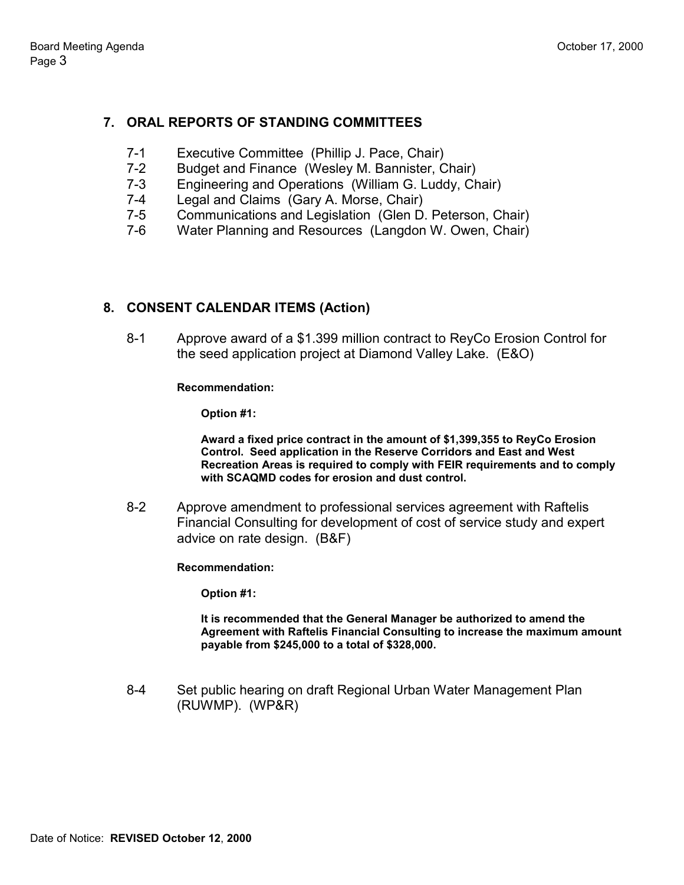## 7. ORAL REPORTS OF STANDING COMMITTEES

- 7-1 Executive Committee (Phillip J. Pace, Chair)
- 7-2 Budget and Finance (Wesley M. Bannister, Chair)
- 7-3 Engineering and Operations (William G. Luddy, Chair)
- 7-4 Legal and Claims (Gary A. Morse, Chair)
- 7-5 Communications and Legislation (Glen D. Peterson, Chair)
- 7-6 Water Planning and Resources (Langdon W. Owen, Chair)

## 8. CONSENT CALENDAR ITEMS (Action)

8-1 Approve award of a $1.399 million contract to ReyCo Erosion Control for the seed application project at Diamond Valley Lake. (E&O)

**Recommendation:**

**Option #1:**

**Award a fixed price contract in the amount of $1,399,355 to ReyCo Erosion Control. Seed application in the Reserve Corridors and East and West Recreation Areas is required to comply with FEIR requirements and to comply with SCAQMD codes for erosion and dust control.**

8-2 Approve amendment to professional services agreement with Raftelis Financial Consulting for development of cost of service study and expert advice on rate design. (B&F)

**Recommendation:**

**Option #1:**

**It is recommended that the General Manager be authorized to amend the Agreement with Raftelis Financial Consulting to increase the maximum amount payable from $245,000 to a total of $328,000.**

8-4 Set public hearing on draft Regional Urban Water Management Plan (RUWMP). (WP&R)

Date of Notice: **REVISED October 12**, **2000**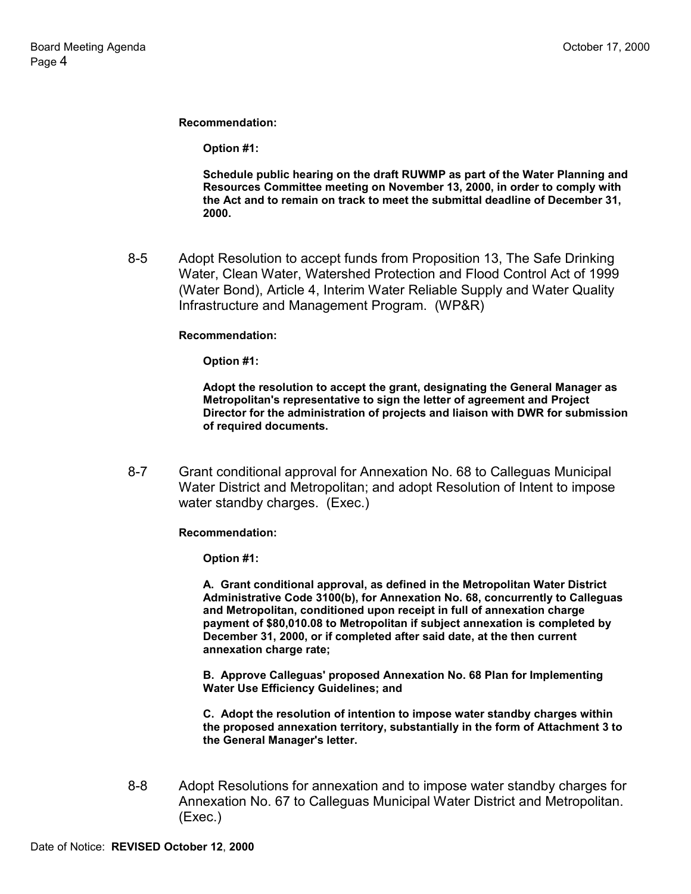**Recommendation:**

**Option #1:**

**Schedule public hearing on the draft RUWMP as part of the Water Planning and Resources Committee meeting on November 13, 2000, in order to comply with the Act and to remain on track to meet the submittal deadline of December 31, 2000.**

8-5 Adopt Resolution to accept funds from Proposition 13, The Safe Drinking Water, Clean Water, Watershed Protection and Flood Control Act of 1999 (Water Bond), Article 4, Interim Water Reliable Supply and Water Quality Infrastructure and Management Program. (WP&R)

**Recommendation:**

**Option #1:**

**Adopt the resolution to accept the grant, designating the General Manager as Metropolitan's representative to sign the letter of agreement and Project Director for the administration of projects and liaison with DWR for submission of required documents.**

8-7 Grant conditional approval for Annexation No. 68 to Calleguas Municipal Water District and Metropolitan; and adopt Resolution of Intent to impose water standby charges. (Exec.)

**Recommendation:**

**Option #1:**

**A. Grant conditional approval, as defined in the Metropolitan Water District Administrative Code 3100(b), for Annexation No. 68, concurrently to Calleguas and Metropolitan, conditioned upon receipt in full of annexation charge payment of $80,010.08 to Metropolitan if subject annexation is completed by December 31, 2000, or if completed after said date, at the then current annexation charge rate;**

**B. Approve Calleguas' proposed Annexation No. 68 Plan for Implementing Water Use Efficiency Guidelines; and**

**C. Adopt the resolution of intention to impose water standby charges within the proposed annexation territory, substantially in the form of Attachment 3 to the General Manager's letter.**

8-8 Adopt Resolutions for annexation and to impose water standby charges for Annexation No. 67 to Calleguas Municipal Water District and Metropolitan. (Exec.)

Date of Notice: **REVISED October 12**, **2000**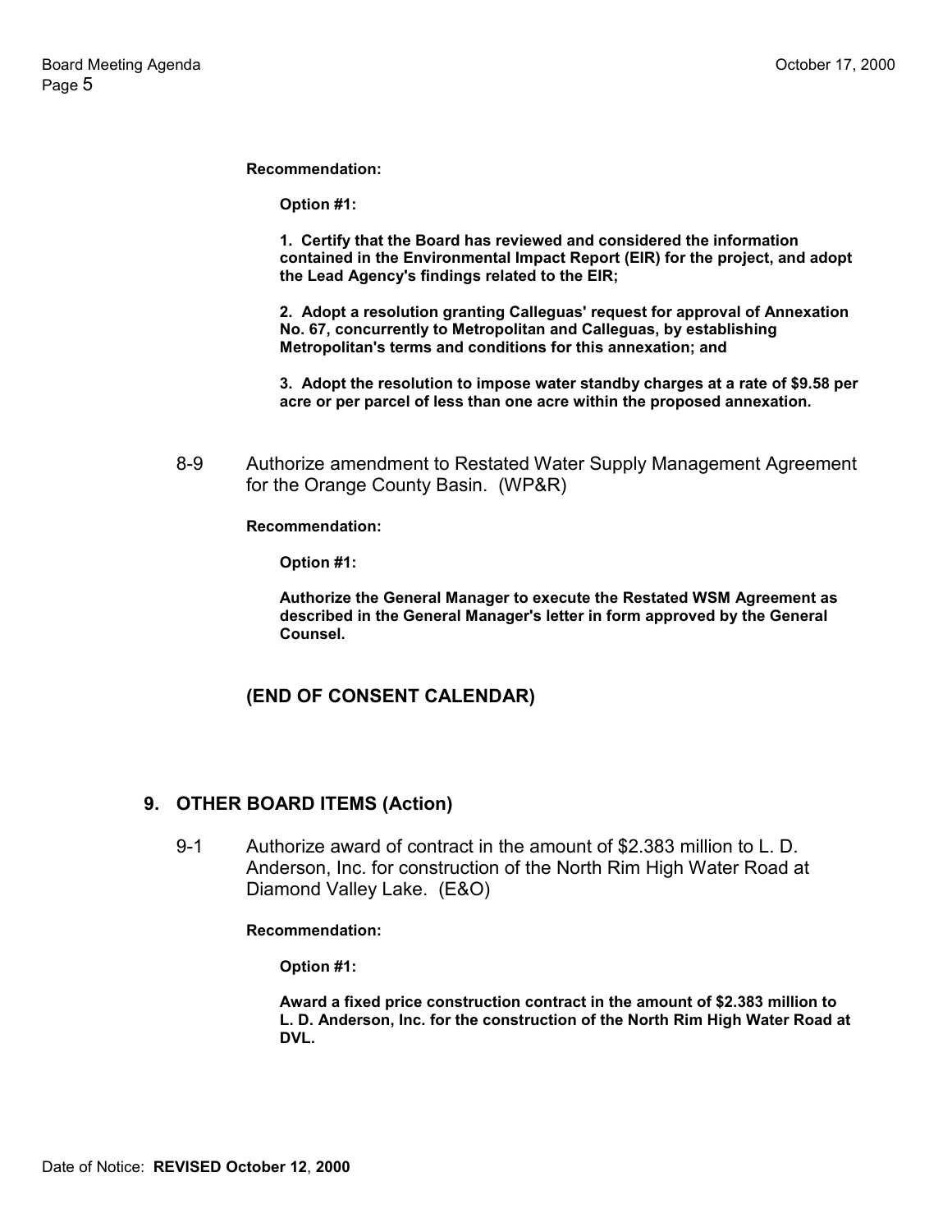**Recommendation:**

**Option #1:**

**1. Certify that the Board has reviewed and considered the information contained in the Environmental Impact Report (EIR) for the project, and adopt the Lead Agency's findings related to the EIR;**

**2. Adopt a resolution granting Calleguas' request for approval of Annexation No. 67, concurrently to Metropolitan and Calleguas, by establishing Metropolitan's terms and conditions for this annexation; and**

**3. Adopt the resolution to impose water standby charges at a rate of $9.58 per acre or per parcel of less than one acre within the proposed annexation.**

8-9 Authorize amendment to Restated Water Supply Management Agreement for the Orange County Basin. (WP&R)

**Recommendation:**

**Option #1:**

**Authorize the General Manager to execute the Restated WSM Agreement as described in the General Manager's letter in form approved by the General Counsel.**

**(END OF CONSENT CALENDAR)**

## 9. OTHER BOARD ITEMS (Action)

9-1 Authorize award of contract in the amount of $2.383 million to L. D. Anderson, Inc. for construction of the North Rim High Water Road at Diamond Valley Lake. (E&O)

**Recommendation:**

**Option #1:**

**Award a fixed price construction contract in the amount of $2.383 million to L. D. Anderson, Inc. for the construction of the North Rim High Water Road at DVL.**

Date of Notice: **REVISED October 12, 2000**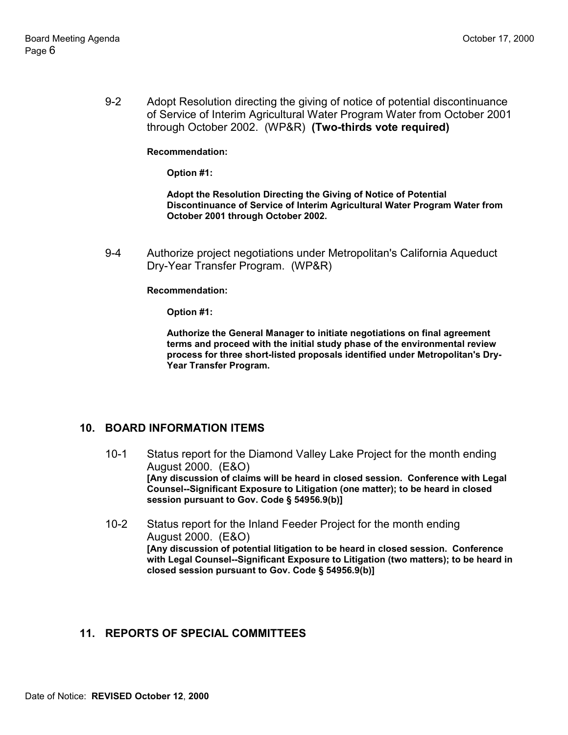9-2 Adopt Resolution directing the giving of notice of potential discontinuance of Service of Interim Agricultural Water Program Water from October 2001 through October 2002. (WP&R) **(Two-thirds vote required)**

**Recommendation:**

**Option #1:**

**Adopt the Resolution Directing the Giving of Notice of Potential Discontinuance of Service of Interim Agricultural Water Program Water from October 2001 through October 2002.**

9-4 Authorize project negotiations under Metropolitan's California Aqueduct Dry-Year Transfer Program. (WP&R)

**Recommendation:**

**Option #1:**

**Authorize the General Manager to initiate negotiations on final agreement terms and proceed with the initial study phase of the environmental review process for three short-listed proposals identified under Metropolitan's Dry-Year Transfer Program.**

## 10. BOARD INFORMATION ITEMS

10-1 Status report for the Diamond Valley Lake Project for the month ending August 2000. (E&O)
**[Any discussion of claims will be heard in closed session. Conference with Legal Counsel--Significant Exposure to Litigation (one matter); to be heard in closed session pursuant to Gov. Code § 54956.9(b)]**

10-2 Status report for the Inland Feeder Project for the month ending August 2000. (E&O)
**[Any discussion of potential litigation to be heard in closed session. Conference with Legal Counsel--Significant Exposure to Litigation (two matters); to be heard in closed session pursuant to Gov. Code § 54956.9(b)]**

## 11. REPORTS OF SPECIAL COMMITTEES

Date of Notice: **REVISED October 12**, **2000**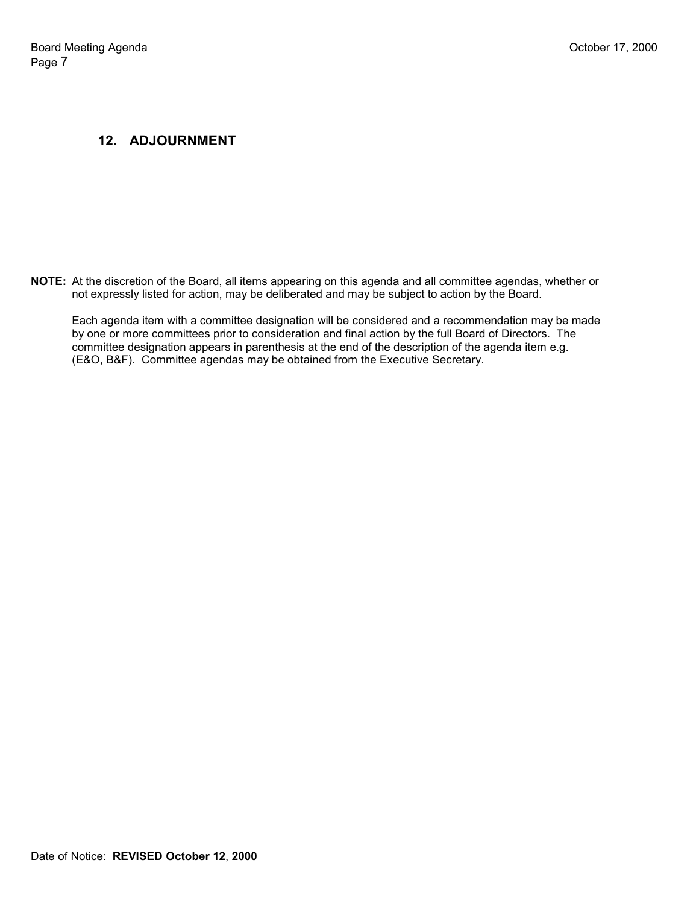## 12. ADJOURNMENT

**NOTE:** At the discretion of the Board, all items appearing on this agenda and all committee agendas, whether or not expressly listed for action, may be deliberated and may be subject to action by the Board.

Each agenda item with a committee designation will be considered and a recommendation may be made by one or more committees prior to consideration and final action by the full Board of Directors. The committee designation appears in parenthesis at the end of the description of the agenda item e.g. (E&O, B&F). Committee agendas may be obtained from the Executive Secretary.

Date of Notice: **REVISED October 12**, **2000**